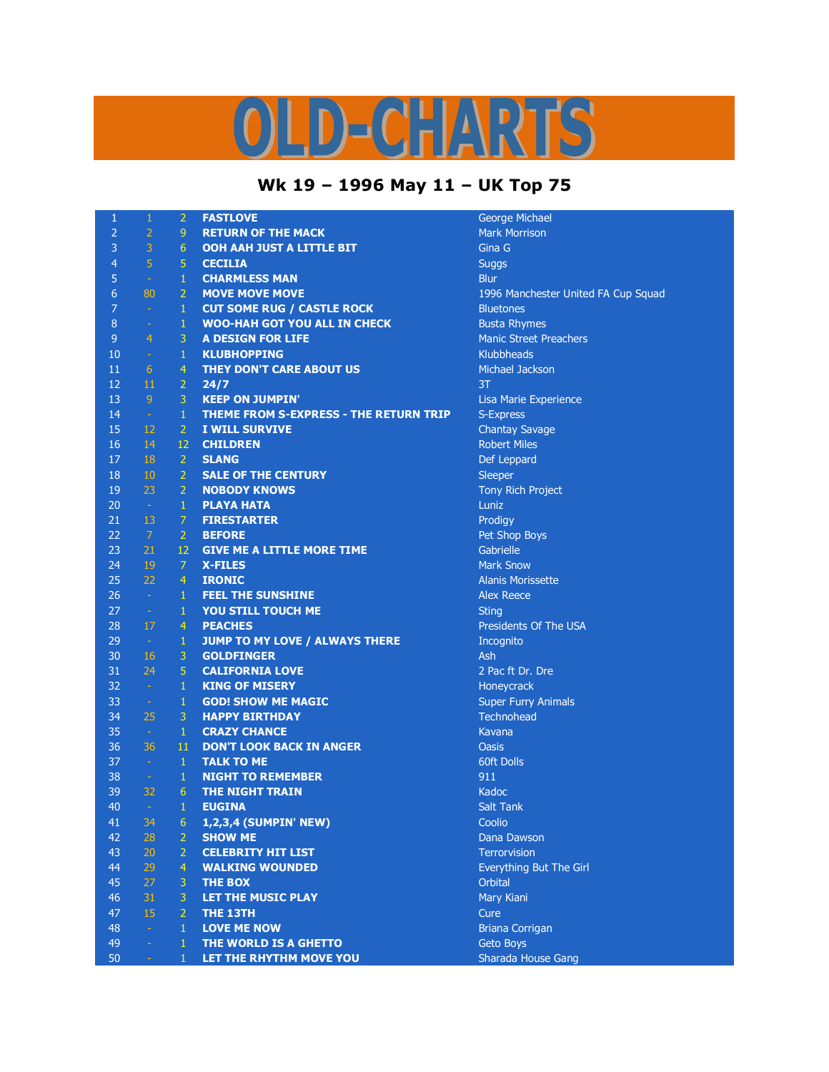# OLD-CHARTS

## Wk 19 – 1996 May 11 – UK Top 75

| | | | | |
|---|---|---|---|---|
| 1 | 1 | 2 | FASTLOVE | George Michael |
| 2 | 2 | 9 | RETURN OF THE MACK | Mark Morrison |
| 3 | 3 | 6 | OOH AAH JUST A LITTLE BIT | Gina G |
| 4 | 5 | 5 | CECILIA | Suggs |
| 5 | - | 1 | CHARMLESS MAN | Blur |
| 6 | 80 | 2 | MOVE MOVE MOVE | 1996 Manchester United FA Cup Squad |
| 7 | - | 1 | CUT SOME RUG / CASTLE ROCK | Bluetones |
| 8 | - | 1 | WOO-HAH GOT YOU ALL IN CHECK | Busta Rhymes |
| 9 | 4 | 3 | A DESIGN FOR LIFE | Manic Street Preachers |
| 10 | - | 1 | KLUBHOPPING | Klubbheads |
| 11 | 6 | 4 | THEY DON'T CARE ABOUT US | Michael Jackson |
| 12 | 11 | 2 | 24/7 | 3T |
| 13 | 9 | 3 | KEEP ON JUMPIN' | Lisa Marie Experience |
| 14 | - | 1 | THEME FROM S-EXPRESS - THE RETURN TRIP | S-Express |
| 15 | 12 | 2 | I WILL SURVIVE | Chantay Savage |
| 16 | 14 | 12 | CHILDREN | Robert Miles |
| 17 | 18 | 2 | SLANG | Def Leppard |
| 18 | 10 | 2 | SALE OF THE CENTURY | Sleeper |
| 19 | 23 | 2 | NOBODY KNOWS | Tony Rich Project |
| 20 | - | 1 | PLAYA HATA | Luniz |
| 21 | 13 | 7 | FIRESTARTER | Prodigy |
| 22 | 7 | 2 | BEFORE | Pet Shop Boys |
| 23 | 21 | 12 | GIVE ME A LITTLE MORE TIME | Gabrielle |
| 24 | 19 | 7 | X-FILES | Mark Snow |
| 25 | 22 | 4 | IRONIC | Alanis Morissette |
| 26 | - | 1 | FEEL THE SUNSHINE | Alex Reece |
| 27 | - | 1 | YOU STILL TOUCH ME | Sting |
| 28 | 17 | 4 | PEACHES | Presidents Of The USA |
| 29 | - | 1 | JUMP TO MY LOVE / ALWAYS THERE | Incognito |
| 30 | 16 | 3 | GOLDFINGER | Ash |
| 31 | 24 | 5 | CALIFORNIA LOVE | 2 Pac ft Dr. Dre |
| 32 | - | 1 | KING OF MISERY | Honeycrack |
| 33 | - | 1 | GOD! SHOW ME MAGIC | Super Furry Animals |
| 34 | 25 | 3 | HAPPY BIRTHDAY | Technohead |
| 35 | - | 1 | CRAZY CHANCE | Kavana |
| 36 | 36 | 11 | DON'T LOOK BACK IN ANGER | Oasis |
| 37 | - | 1 | TALK TO ME | 60ft Dolls |
| 38 | - | 1 | NIGHT TO REMEMBER | 911 |
| 39 | 32 | 6 | THE NIGHT TRAIN | Kadoc |
| 40 | - | 1 | EUGINA | Salt Tank |
| 41 | 34 | 6 | 1,2,3,4 (SUMPIN' NEW) | Coolio |
| 42 | 28 | 2 | SHOW ME | Dana Dawson |
| 43 | 20 | 2 | CELEBRITY HIT LIST | Terrorvision |
| 44 | 29 | 4 | WALKING WOUNDED | Everything But The Girl |
| 45 | 27 | 3 | THE BOX | Orbital |
| 46 | 31 | 3 | LET THE MUSIC PLAY | Mary Kiani |
| 47 | 15 | 2 | THE 13TH | Cure |
| 48 | - | 1 | LOVE ME NOW | Briana Corrigan |
| 49 | - | 1 | THE WORLD IS A GHETTO | Geto Boys |
| 50 | - | 1 | LET THE RHYTHM MOVE YOU | Sharada House Gang |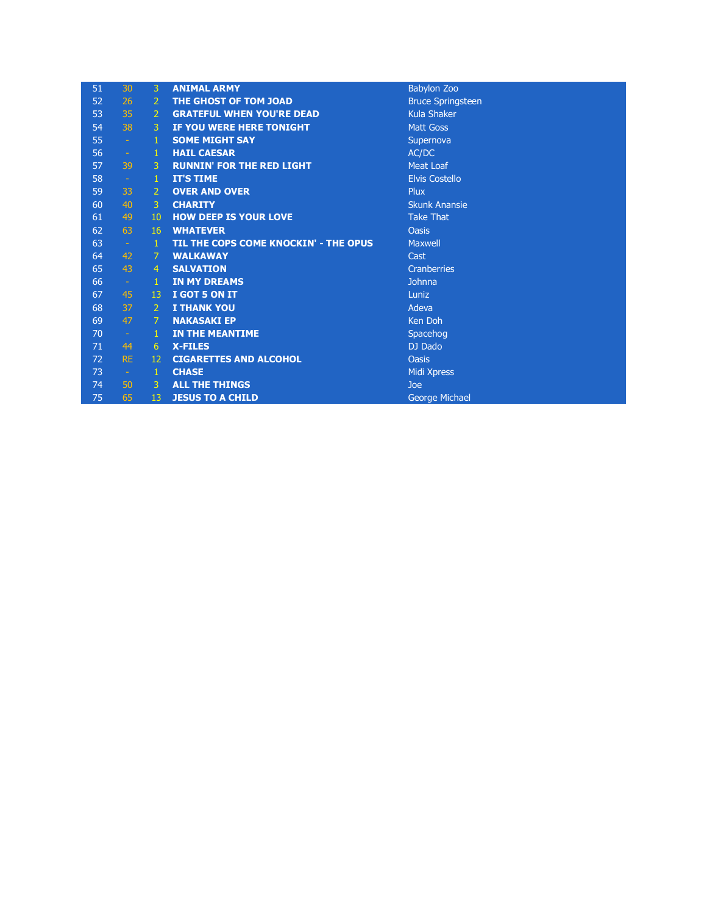| | | | | |
|---|---|---|---|---|
| 51 | 30 | 3 | **ANIMAL ARMY** | Babylon Zoo |
| 52 | 26 | 2 | **THE GHOST OF TOM JOAD** | Bruce Springsteen |
| 53 | 35 | 2 | **GRATEFUL WHEN YOU'RE DEAD** | Kula Shaker |
| 54 | 38 | 3 | **IF YOU WERE HERE TONIGHT** | Matt Goss |
| 55 | - | 1 | **SOME MIGHT SAY** | Supernova |
| 56 | - | 1 | **HAIL CAESAR** | AC/DC |
| 57 | 39 | 3 | **RUNNIN' FOR THE RED LIGHT** | Meat Loaf |
| 58 | - | 1 | **IT'S TIME** | Elvis Costello |
| 59 | 33 | 2 | **OVER AND OVER** | Plux |
| 60 | 40 | 3 | **CHARITY** | Skunk Anansie |
| 61 | 49 | 10 | **HOW DEEP IS YOUR LOVE** | Take That |
| 62 | 63 | 16 | **WHATEVER** | Oasis |
| 63 | - | 1 | **TIL THE COPS COME KNOCKIN' - THE OPUS** | Maxwell |
| 64 | 42 | 7 | **WALKAWAY** | Cast |
| 65 | 43 | 4 | **SALVATION** | Cranberries |
| 66 | - | 1 | **IN MY DREAMS** | Johnna |
| 67 | 45 | 13 | **I GOT 5 ON IT** | Luniz |
| 68 | 37 | 2 | **I THANK YOU** | Adeva |
| 69 | 47 | 7 | **NAKASAKI EP** | Ken Doh |
| 70 | - | 1 | **IN THE MEANTIME** | Spacehog |
| 71 | 44 | 6 | **X-FILES** | DJ Dado |
| 72 | RE | 12 | **CIGARETTES AND ALCOHOL** | Oasis |
| 73 | - | 1 | **CHASE** | Midi Xpress |
| 74 | 50 | 3 | **ALL THE THINGS** | Joe |
| 75 | 65 | 13 | **JESUS TO A CHILD** | George Michael |